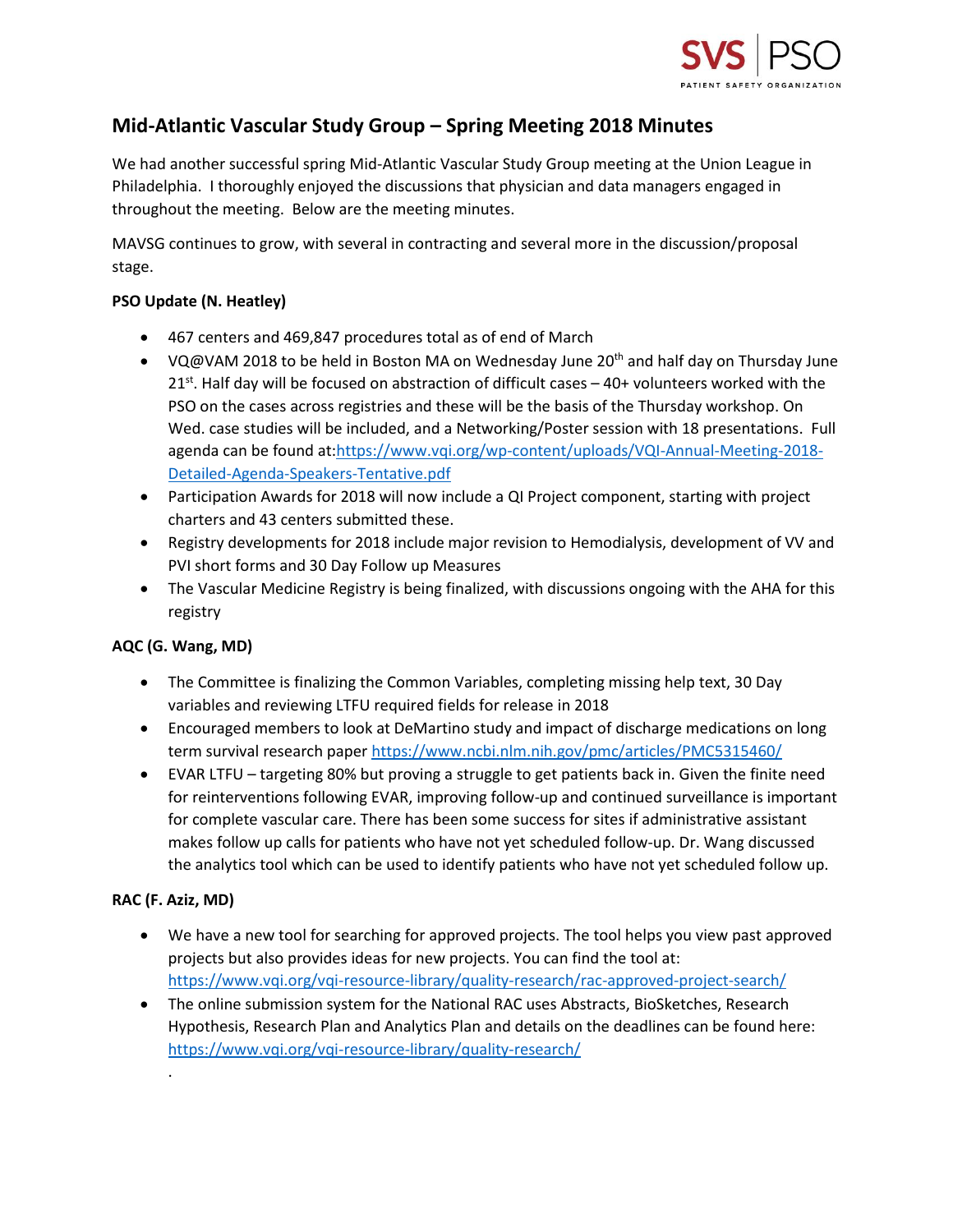# Mid-Atlantic Vascular Study Group – Spring Meeting 2018 Minutes

We had another successful spring Mid-Atlantic Vascular Study Group meeting at the Union League in Philadelphia. I thoroughly enjoyed the discussions that physician and data managers engaged in throughout the meeting. Below are the meeting minutes.

MAVSG continues to grow, with several in contracting and several more in the discussion/proposal stage.

**PSO Update (N. Heatley)**

- 467 centers and 469,847 procedures total as of end of March
- VQ@VAM 2018 to be held in Boston MA on Wednesday June 20th and half day on Thursday June 21st. Half day will be focused on abstraction of difficult cases – 40+ volunteers worked with the PSO on the cases across registries and these will be the basis of the Thursday workshop. On Wed. case studies will be included, and a Networking/Poster session with 18 presentations. Full agenda can be found at:https://www.vqi.org/wp-content/uploads/VQI-Annual-Meeting-2018-Detailed-Agenda-Speakers-Tentative.pdf
- Participation Awards for 2018 will now include a QI Project component, starting with project charters and 43 centers submitted these.
- Registry developments for 2018 include major revision to Hemodialysis, development of VV and PVI short forms and 30 Day Follow up Measures
- The Vascular Medicine Registry is being finalized, with discussions ongoing with the AHA for this registry

**AQC (G. Wang, MD)**

- The Committee is finalizing the Common Variables, completing missing help text, 30 Day variables and reviewing LTFU required fields for release in 2018
- Encouraged members to look at DeMartino study and impact of discharge medications on long term survival research paper https://www.ncbi.nlm.nih.gov/pmc/articles/PMC5315460/
- EVAR LTFU – targeting 80% but proving a struggle to get patients back in. Given the finite need for reinterventions following EVAR, improving follow-up and continued surveillance is important for complete vascular care. There has been some success for sites if administrative assistant makes follow up calls for patients who have not yet scheduled follow-up. Dr. Wang discussed the analytics tool which can be used to identify patients who have not yet scheduled follow up.

**RAC (F. Aziz, MD)**

- We have a new tool for searching for approved projects. The tool helps you view past approved projects but also provides ideas for new projects. You can find the tool at: https://www.vqi.org/vqi-resource-library/quality-research/rac-approved-project-search/
- The online submission system for the National RAC uses Abstracts, BioSketches, Research Hypothesis, Research Plan and Analytics Plan and details on the deadlines can be found here: https://www.vqi.org/vqi-resource-library/quality-research/

.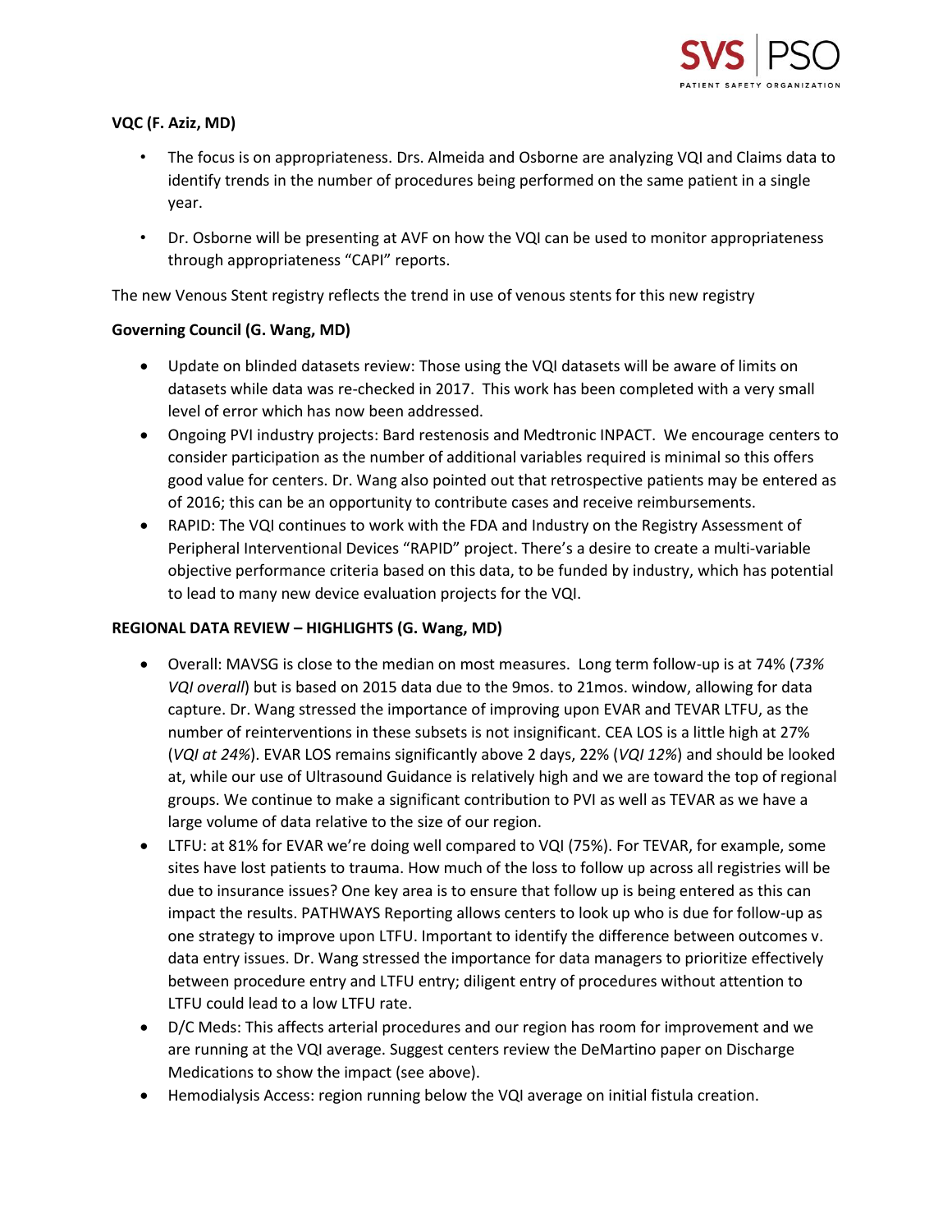**VQC (F. Aziz, MD)**

- The focus is on appropriateness. Drs. Almeida and Osborne are analyzing VQI and Claims data to identify trends in the number of procedures being performed on the same patient in a single year.
- Dr. Osborne will be presenting at AVF on how the VQI can be used to monitor appropriateness through appropriateness "CAPI" reports.

The new Venous Stent registry reflects the trend in use of venous stents for this new registry

**Governing Council (G. Wang, MD)**

- Update on blinded datasets review: Those using the VQI datasets will be aware of limits on datasets while data was re-checked in 2017. This work has been completed with a very small level of error which has now been addressed.
- Ongoing PVI industry projects: Bard restenosis and Medtronic INPACT. We encourage centers to consider participation as the number of additional variables required is minimal so this offers good value for centers. Dr. Wang also pointed out that retrospective patients may be entered as of 2016; this can be an opportunity to contribute cases and receive reimbursements.
- RAPID: The VQI continues to work with the FDA and Industry on the Registry Assessment of Peripheral Interventional Devices "RAPID" project. There's a desire to create a multi-variable objective performance criteria based on this data, to be funded by industry, which has potential to lead to many new device evaluation projects for the VQI.

**REGIONAL DATA REVIEW – HIGHLIGHTS (G. Wang, MD)**

- Overall: MAVSG is close to the median on most measures. Long term follow-up is at 74% (*73% VQI overall*) but is based on 2015 data due to the 9mos. to 21mos. window, allowing for data capture. Dr. Wang stressed the importance of improving upon EVAR and TEVAR LTFU, as the number of reinterventions in these subsets is not insignificant. CEA LOS is a little high at 27% (*VQI at 24%*). EVAR LOS remains significantly above 2 days, 22% (*VQI 12%*) and should be looked at, while our use of Ultrasound Guidance is relatively high and we are toward the top of regional groups. We continue to make a significant contribution to PVI as well as TEVAR as we have a large volume of data relative to the size of our region.
- LTFU: at 81% for EVAR we're doing well compared to VQI (75%). For TEVAR, for example, some sites have lost patients to trauma. How much of the loss to follow up across all registries will be due to insurance issues? One key area is to ensure that follow up is being entered as this can impact the results. PATHWAYS Reporting allows centers to look up who is due for follow-up as one strategy to improve upon LTFU. Important to identify the difference between outcomes v. data entry issues. Dr. Wang stressed the importance for data managers to prioritize effectively between procedure entry and LTFU entry; diligent entry of procedures without attention to LTFU could lead to a low LTFU rate.
- D/C Meds: This affects arterial procedures and our region has room for improvement and we are running at the VQI average. Suggest centers review the DeMartino paper on Discharge Medications to show the impact (see above).
- Hemodialysis Access: region running below the VQI average on initial fistula creation.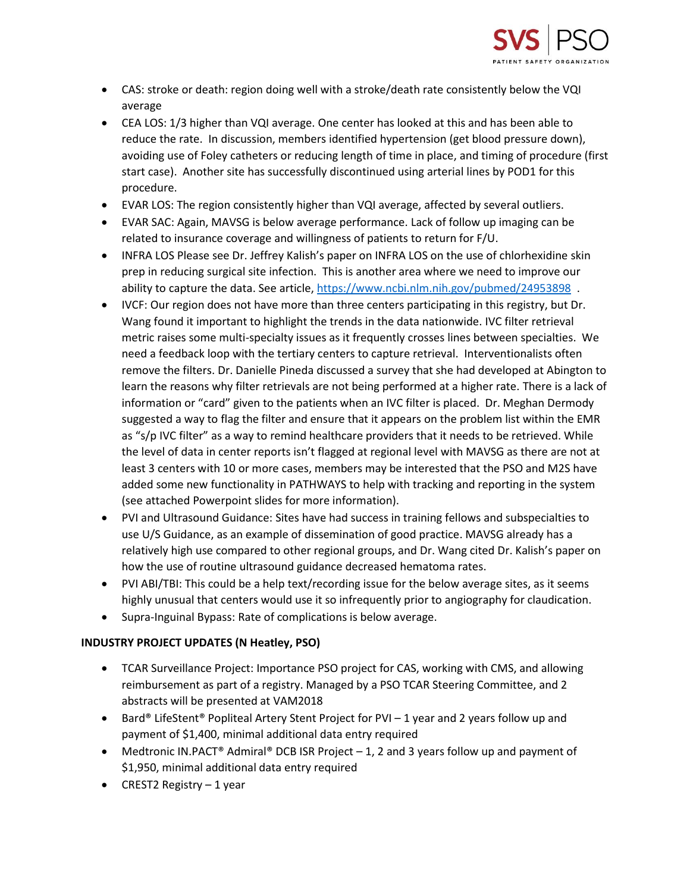- CAS: stroke or death: region doing well with a stroke/death rate consistently below the VQI average
- CEA LOS: 1/3 higher than VQI average. One center has looked at this and has been able to reduce the rate. In discussion, members identified hypertension (get blood pressure down), avoiding use of Foley catheters or reducing length of time in place, and timing of procedure (first start case). Another site has successfully discontinued using arterial lines by POD1 for this procedure.
- EVAR LOS: The region consistently higher than VQI average, affected by several outliers.
- EVAR SAC: Again, MAVSG is below average performance. Lack of follow up imaging can be related to insurance coverage and willingness of patients to return for F/U.
- INFRA LOS Please see Dr. Jeffrey Kalish's paper on INFRA LOS on the use of chlorhexidine skin prep in reducing surgical site infection. This is another area where we need to improve our ability to capture the data. See article, https://www.ncbi.nlm.nih.gov/pubmed/24953898 .
- IVCF: Our region does not have more than three centers participating in this registry, but Dr. Wang found it important to highlight the trends in the data nationwide. IVC filter retrieval metric raises some multi-specialty issues as it frequently crosses lines between specialties. We need a feedback loop with the tertiary centers to capture retrieval. Interventionalists often remove the filters. Dr. Danielle Pineda discussed a survey that she had developed at Abington to learn the reasons why filter retrievals are not being performed at a higher rate. There is a lack of information or "card" given to the patients when an IVC filter is placed. Dr. Meghan Dermody suggested a way to flag the filter and ensure that it appears on the problem list within the EMR as "s/p IVC filter" as a way to remind healthcare providers that it needs to be retrieved. While the level of data in center reports isn't flagged at regional level with MAVSG as there are not at least 3 centers with 10 or more cases, members may be interested that the PSO and M2S have added some new functionality in PATHWAYS to help with tracking and reporting in the system (see attached Powerpoint slides for more information).
- PVI and Ultrasound Guidance: Sites have had success in training fellows and subspecialties to use U/S Guidance, as an example of dissemination of good practice. MAVSG already has a relatively high use compared to other regional groups, and Dr. Wang cited Dr. Kalish's paper on how the use of routine ultrasound guidance decreased hematoma rates.
- PVI ABI/TBI: This could be a help text/recording issue for the below average sites, as it seems highly unusual that centers would use it so infrequently prior to angiography for claudication.
- Supra-Inguinal Bypass: Rate of complications is below average.

**INDUSTRY PROJECT UPDATES (N Heatley, PSO)**

- TCAR Surveillance Project: Importance PSO project for CAS, working with CMS, and allowing reimbursement as part of a registry. Managed by a PSO TCAR Steering Committee, and 2 abstracts will be presented at VAM2018
- Bard® LifeStent® Popliteal Artery Stent Project for PVI – 1 year and 2 years follow up and payment of $1,400, minimal additional data entry required
- Medtronic IN.PACT® Admiral® DCB ISR Project – 1, 2 and 3 years follow up and payment of $1,950, minimal additional data entry required
- CREST2 Registry – 1 year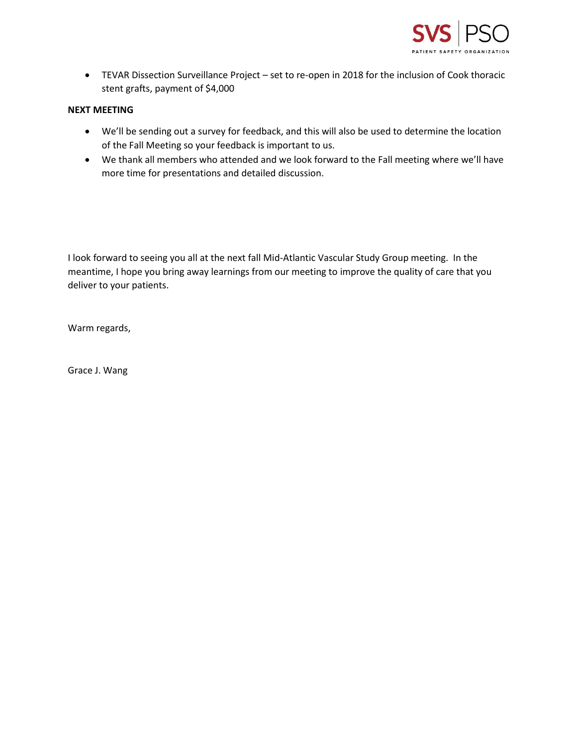- TEVAR Dissection Surveillance Project – set to re-open in 2018 for the inclusion of Cook thoracic stent grafts, payment of $4,000

**NEXT MEETING**

- We'll be sending out a survey for feedback, and this will also be used to determine the location of the Fall Meeting so your feedback is important to us.
- We thank all members who attended and we look forward to the Fall meeting where we'll have more time for presentations and detailed discussion.

I look forward to seeing you all at the next fall Mid-Atlantic Vascular Study Group meeting. In the meantime, I hope you bring away learnings from our meeting to improve the quality of care that you deliver to your patients.

Warm regards,

Grace J. Wang